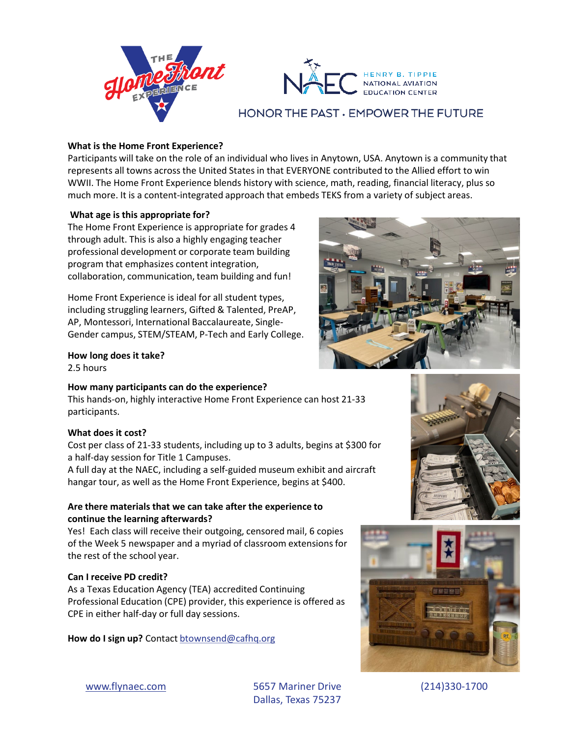THE Home Front EXPERIENCE

NAEC HENRY B. TIPPIE NATIONAL AVIATION EDUCATION CENTER

HONOR THE PAST • EMPOWER THE FUTURE

**What is the Home Front Experience?**

Participants will take on the role of an individual who lives in Anytown, USA. Anytown is a community that represents all towns across the United States in that EVERYONE contributed to the Allied effort to win WWII. The Home Front Experience blends history with science, math, reading, financial literacy, plus so much more. It is a content-integrated approach that embeds TEKS from a variety of subject areas.

**What age is this appropriate for?**

The Home Front Experience is appropriate for grades 4 through adult. This is also a highly engaging teacher professional development or corporate team building program that emphasizes content integration, collaboration, communication, team building and fun!

Home Front Experience is ideal for all student types, including struggling learners, Gifted & Talented, PreAP, AP, Montessori, International Baccalaureate, Single-Gender campus, STEM/STEAM, P-Tech and Early College.

**How long does it take?**

2.5 hours

**How many participants can do the experience?**

This hands-on, highly interactive Home Front Experience can host 21-33 participants.

**What does it cost?**

Cost per class of 21-33 students, including up to 3 adults, begins at $300 for a half-day session for Title 1 Campuses.

A full day at the NAEC, including a self-guided museum exhibit and aircraft hangar tour, as well as the Home Front Experience, begins at $400.

**Are there materials that we can take after the experience to continue the learning afterwards?**

Yes! Each class will receive their outgoing, censored mail, 6 copies of the Week 5 newspaper and a myriad of classroom extensions for the rest of the school year.

**Can I receive PD credit?**

As a Texas Education Agency (TEA) accredited Continuing Professional Education (CPE) provider, this experience is offered as CPE in either half-day or full day sessions.

**How do I sign up?** Contact btownsend@cafhq.org

www.flynaec.com

5657 Mariner Drive
Dallas, Texas 75237

(214)330-1700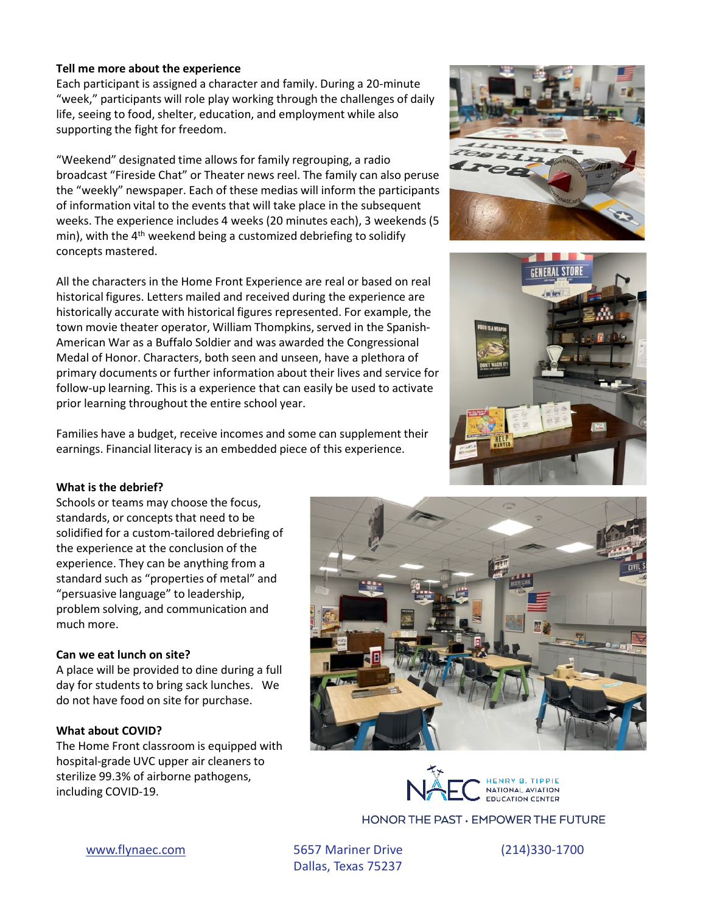**Tell me more about the experience**

Each participant is assigned a character and family. During a 20-minute "week," participants will role play working through the challenges of daily life, seeing to food, shelter, education, and employment while also supporting the fight for freedom.

"Weekend" designated time allows for family regrouping, a radio broadcast "Fireside Chat" or Theater news reel. The family can also peruse the "weekly" newspaper. Each of these medias will inform the participants of information vital to the events that will take place in the subsequent weeks. The experience includes 4 weeks (20 minutes each), 3 weekends (5 min), with the 4th weekend being a customized debriefing to solidify concepts mastered.

All the characters in the Home Front Experience are real or based on real historical figures. Letters mailed and received during the experience are historically accurate with historical figures represented. For example, the town movie theater operator, William Thompkins, served in the Spanish-American War as a Buffalo Soldier and was awarded the Congressional Medal of Honor. Characters, both seen and unseen, have a plethora of primary documents or further information about their lives and service for follow-up learning. This is a experience that can easily be used to activate prior learning throughout the entire school year.

Families have a budget, receive incomes and some can supplement their earnings. Financial literacy is an embedded piece of this experience.

**What is the debrief?**

Schools or teams may choose the focus, standards, or concepts that need to be solidified for a custom-tailored debriefing of the experience at the conclusion of the experience. They can be anything from a standard such as "properties of metal" and "persuasive language" to leadership, problem solving, and communication and much more.

**Can we eat lunch on site?**

A place will be provided to dine during a full day for students to bring sack lunches. We do not have food on site for purchase.

**What about COVID?**

The Home Front classroom is equipped with hospital-grade UVC upper air cleaners to sterilize 99.3% of airborne pathogens, including COVID-19.

NAEC HENRY B. TIPPIE NATIONAL AVIATION EDUCATION CENTER

HONOR THE PAST • EMPOWER THE FUTURE

www.flynaec.com

5657 Mariner Drive
Dallas, Texas 75237

(214)330-1700